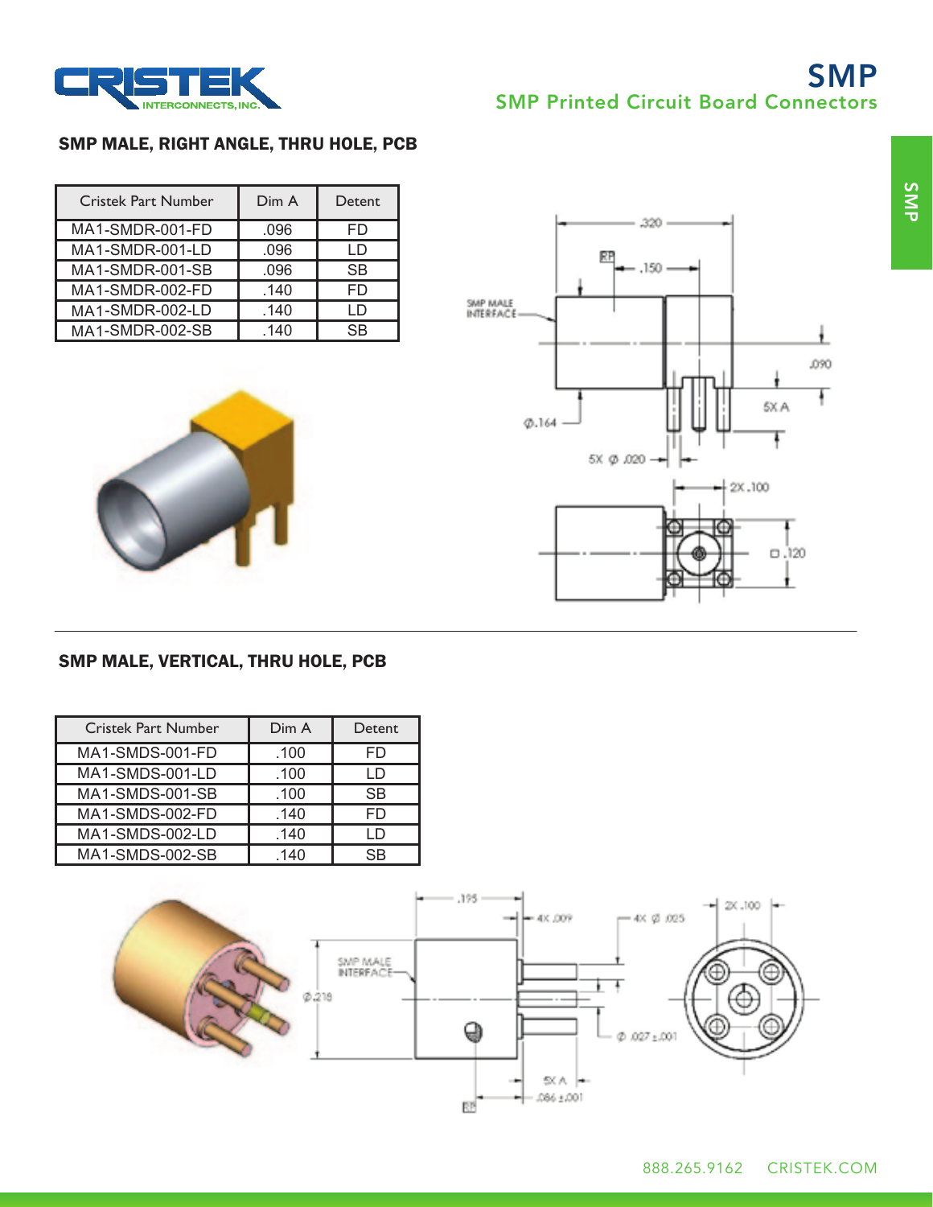# SMP

## SMP Printed Circuit Board Connectors

### SMP MALE, RIGHT ANGLE, THRU HOLE, PCB

| Cristek Part Number | Dim A | Detent |
|---|---|---|
| MA1-SMDR-001-FD | .096 | FD |
| MA1-SMDR-001-LD | .096 | LD |
| MA1-SMDR-001-SB | .096 | SB |
| MA1-SMDR-002-FD | .140 | FD |
| MA1-SMDR-002-LD | .140 | LD |
| MA1-SMDR-002-SB | .140 | SB |

### SMP MALE, VERTICAL, THRU HOLE, PCB

| Cristek Part Number | Dim A | Detent |
|---|---|---|
| MA1-SMDS-001-FD | .100 | FD |
| MA1-SMDS-001-LD | .100 | LD |
| MA1-SMDS-001-SB | .100 | SB |
| MA1-SMDS-002-FD | .140 | FD |
| MA1-SMDS-002-LD | .140 | LD |
| MA1-SMDS-002-SB | .140 | SB |

888.265.9162 CRISTEK.COM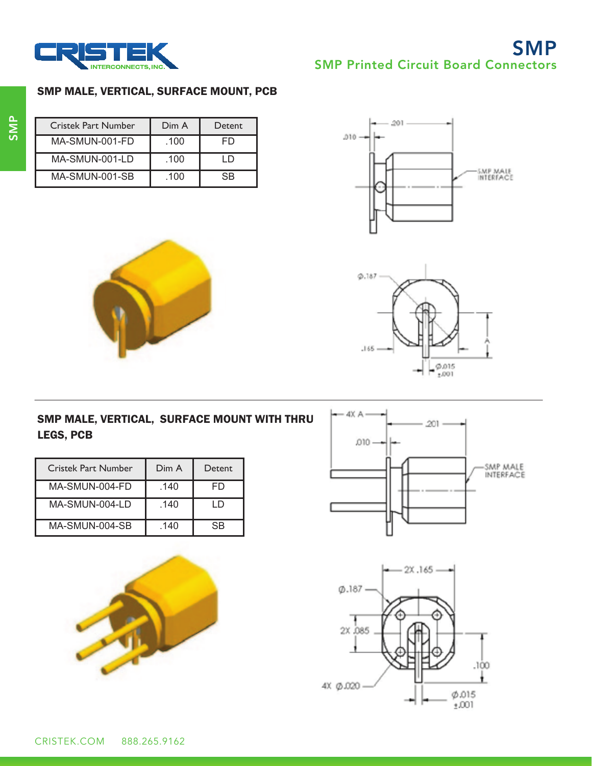# SMP

## SMP Printed Circuit Board Connectors

### SMP MALE, VERTICAL, SURFACE MOUNT, PCB

| Cristek Part Number | Dim A | Detent |
|---|---|---|
| MA-SMUN-001-FD | .100 | FD |
| MA-SMUN-001-LD | .100 | LD |
| MA-SMUN-001-SB | .100 | SB |

### SMP MALE, VERTICAL, SURFACE MOUNT WITH THRU LEGS, PCB

| Cristek Part Number | Dim A | Detent |
|---|---|---|
| MA-SMUN-004-FD | .140 | FD |
| MA-SMUN-004-LD | .140 | LD |
| MA-SMUN-004-SB | .140 | SB |

CRISTEK.COM 888.265.9162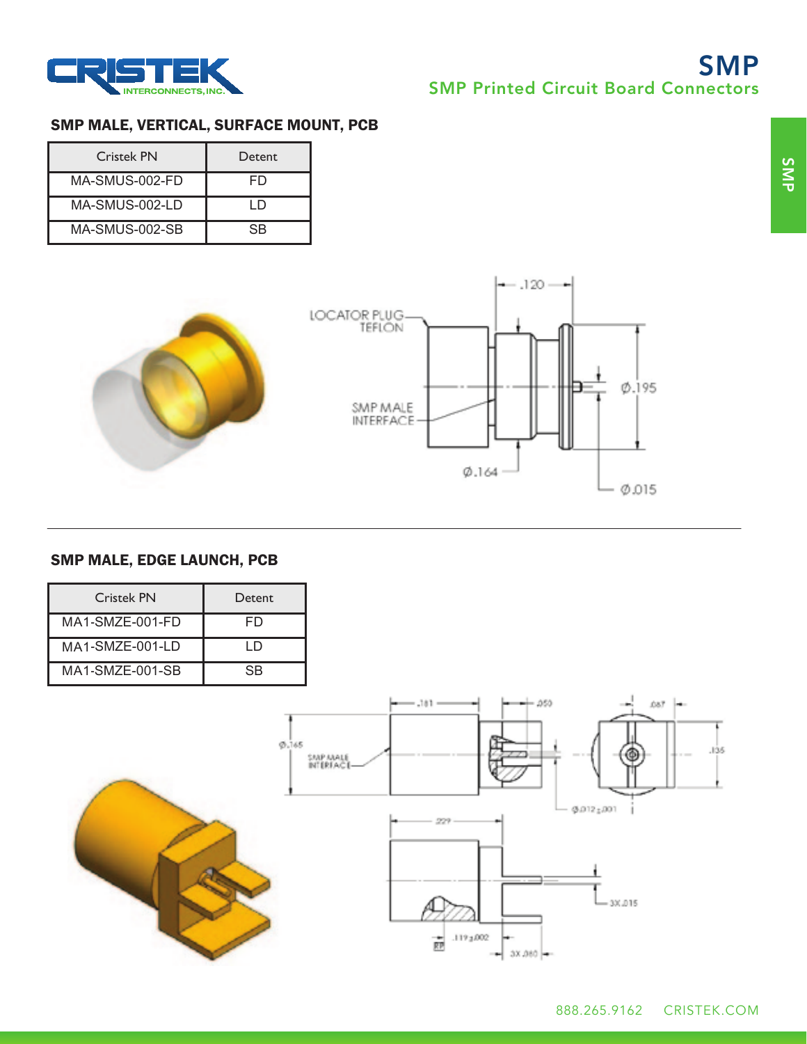# SMP

## SMP Printed Circuit Board Connectors

### SMP MALE, VERTICAL, SURFACE MOUNT, PCB

| Cristek PN | Detent |
| --- | --- |
| MA-SMUS-002-FD | FD |
| MA-SMUS-002-LD | LD |
| MA-SMUS-002-SB | SB |

LOCATOR PLUG TEFLON

SMP MALE INTERFACE

.120

Ø.195

Ø.164

Ø.015

### SMP MALE, EDGE LAUNCH, PCB

| Cristek PN | Detent |
| --- | --- |
| MA1-SMZE-001-FD | FD |
| MA1-SMZE-001-LD | LD |
| MA1-SMZE-001-SB | SB |

Ø.165

SMP MALE INTERFACE

.181

.050

.067

.135

Ø.012±.001

.229

3X.015

.119±.002

3X.060

888.265.9162 CRISTEK.COM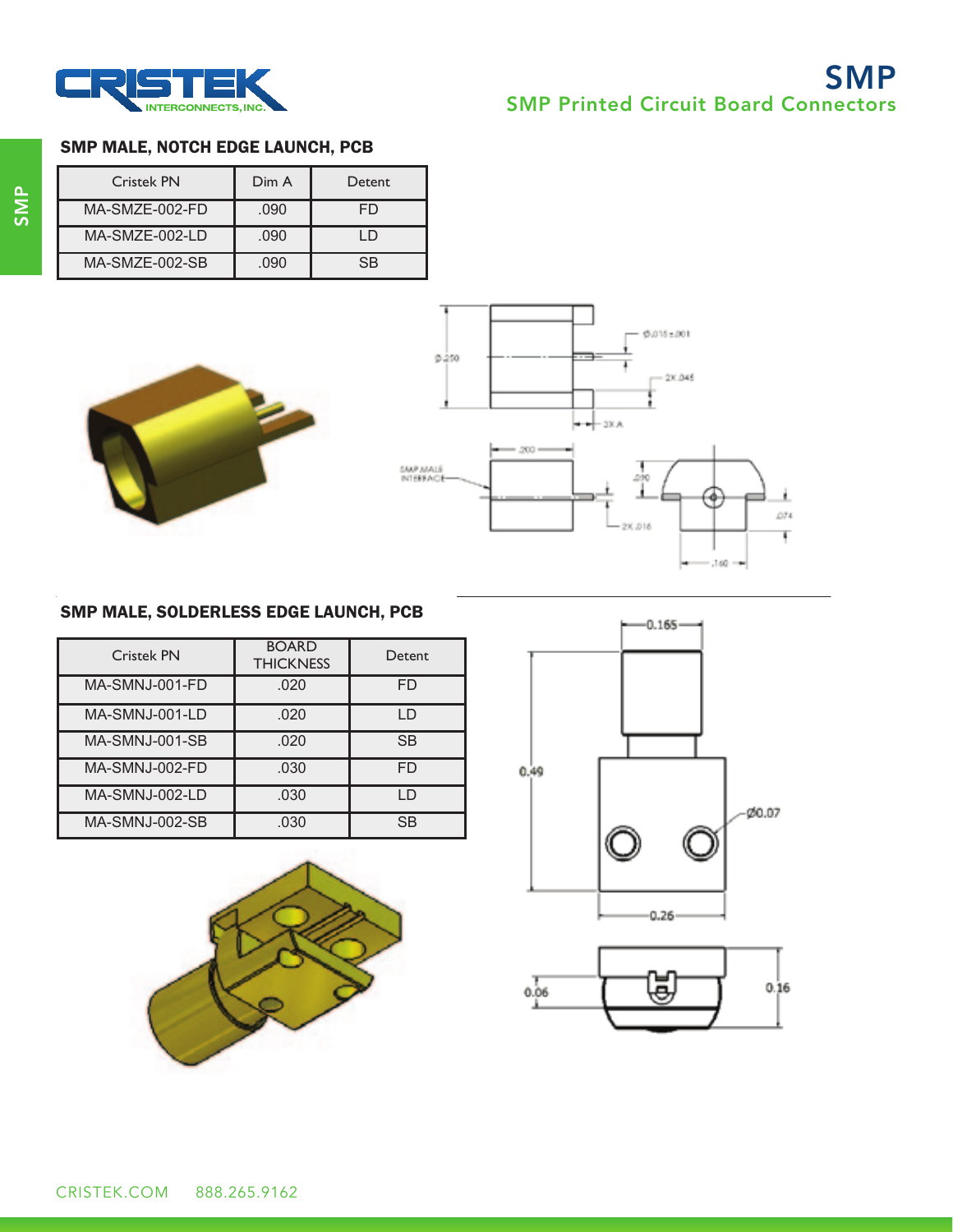# SMP

## SMP Printed Circuit Board Connectors

### SMP MALE, NOTCH EDGE LAUNCH, PCB

| Cristek PN | Dim A | Detent |
|---|---|---|
| MA-SMZE-002-FD | .090 | FD |
| MA-SMZE-002-LD | .090 | LD |
| MA-SMZE-002-SB | .090 | SB |

Ø.250
Ø.015±.001
2X .045
2X A
.200
SMP MALE INTERFACE
.090
2X .016
.074
.160

### SMP MALE, SOLDERLESS EDGE LAUNCH, PCB

| Cristek PN | BOARD THICKNESS | Detent |
|---|---|---|
| MA-SMNJ-001-FD | .020 | FD |
| MA-SMNJ-001-LD | .020 | LD |
| MA-SMNJ-001-SB | .020 | SB |
| MA-SMNJ-002-FD | .030 | FD |
| MA-SMNJ-002-LD | .030 | LD |
| MA-SMNJ-002-SB | .030 | SB |

0.165
0.49
Ø0.07
0.26
0.06
0.16

CRISTEK.COM 888.265.9162